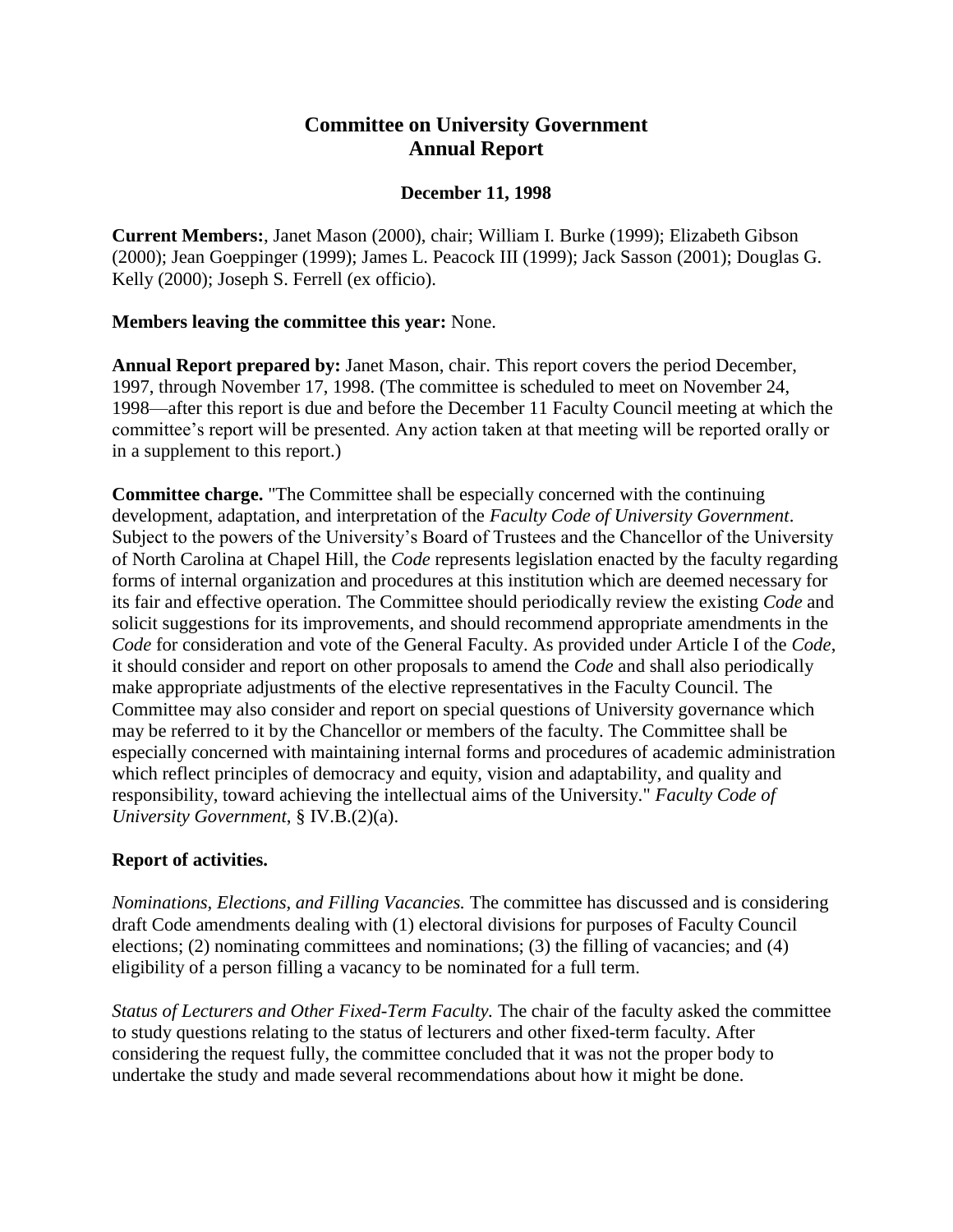# Committee on University Government
# Annual Report

**December 11, 1998**

**Current Members:**, Janet Mason (2000), chair; William I. Burke (1999); Elizabeth Gibson (2000); Jean Goeppinger (1999); James L. Peacock III (1999); Jack Sasson (2001); Douglas G. Kelly (2000); Joseph S. Ferrell (ex officio).

**Members leaving the committee this year:** None.

**Annual Report prepared by:** Janet Mason, chair. This report covers the period December, 1997, through November 17, 1998. (The committee is scheduled to meet on November 24, 1998—after this report is due and before the December 11 Faculty Council meeting at which the committee's report will be presented. Any action taken at that meeting will be reported orally or in a supplement to this report.)

**Committee charge.** "The Committee shall be especially concerned with the continuing development, adaptation, and interpretation of the *Faculty Code of University Government*. Subject to the powers of the University's Board of Trustees and the Chancellor of the University of North Carolina at Chapel Hill, the *Code* represents legislation enacted by the faculty regarding forms of internal organization and procedures at this institution which are deemed necessary for its fair and effective operation. The Committee should periodically review the existing *Code* and solicit suggestions for its improvements, and should recommend appropriate amendments in the *Code* for consideration and vote of the General Faculty. As provided under Article I of the *Code*, it should consider and report on other proposals to amend the *Code* and shall also periodically make appropriate adjustments of the elective representatives in the Faculty Council. The Committee may also consider and report on special questions of University governance which may be referred to it by the Chancellor or members of the faculty. The Committee shall be especially concerned with maintaining internal forms and procedures of academic administration which reflect principles of democracy and equity, vision and adaptability, and quality and responsibility, toward achieving the intellectual aims of the University." *Faculty Code of University Government*, § IV.B.(2)(a).

**Report of activities.**

*Nominations, Elections, and Filling Vacancies.* The committee has discussed and is considering draft Code amendments dealing with (1) electoral divisions for purposes of Faculty Council elections; (2) nominating committees and nominations; (3) the filling of vacancies; and (4) eligibility of a person filling a vacancy to be nominated for a full term.

*Status of Lecturers and Other Fixed-Term Faculty.* The chair of the faculty asked the committee to study questions relating to the status of lecturers and other fixed-term faculty. After considering the request fully, the committee concluded that it was not the proper body to undertake the study and made several recommendations about how it might be done.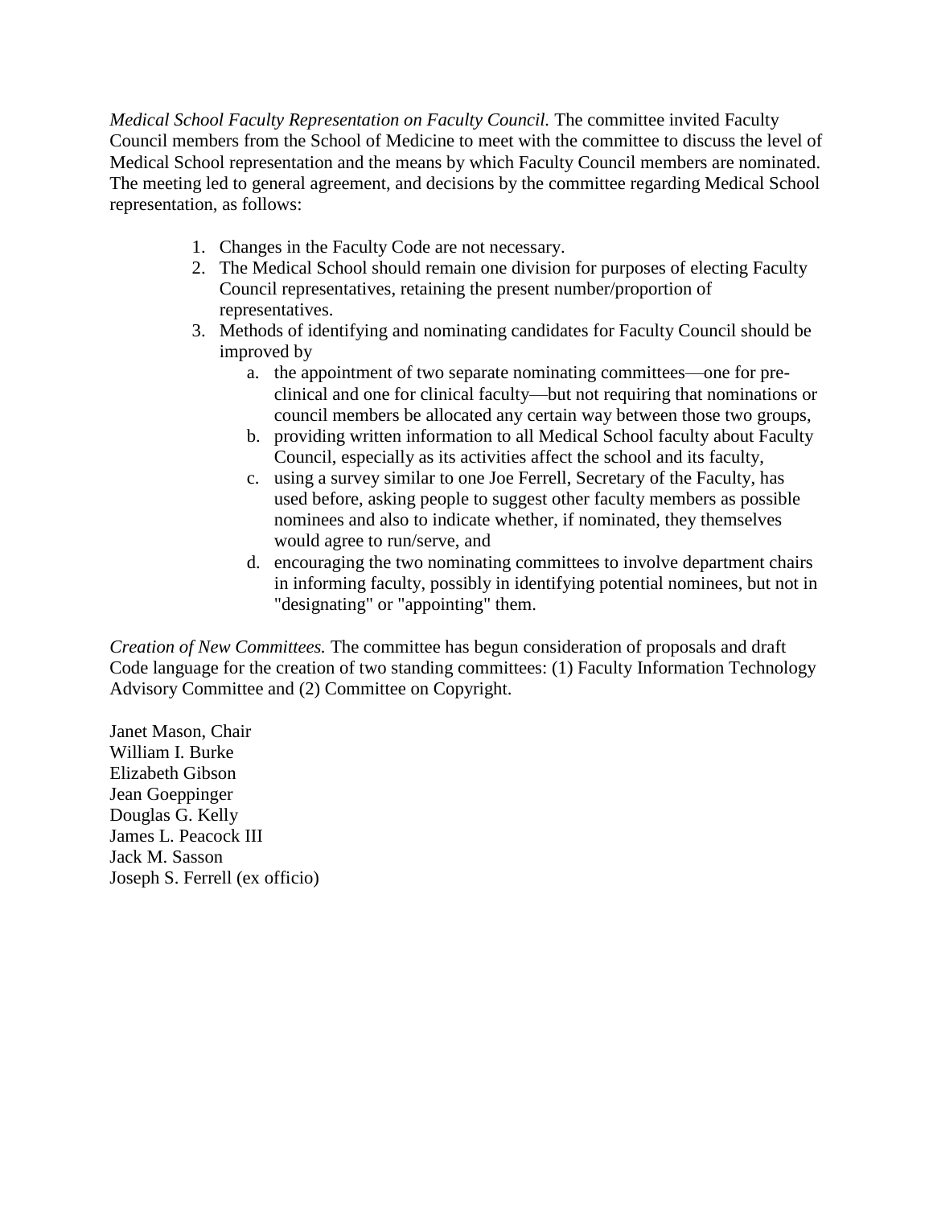*Medical School Faculty Representation on Faculty Council.* The committee invited Faculty Council members from the School of Medicine to meet with the committee to discuss the level of Medical School representation and the means by which Faculty Council members are nominated. The meeting led to general agreement, and decisions by the committee regarding Medical School representation, as follows:

1. Changes in the Faculty Code are not necessary.
2. The Medical School should remain one division for purposes of electing Faculty Council representatives, retaining the present number/proportion of representatives.
3. Methods of identifying and nominating candidates for Faculty Council should be improved by
    a. the appointment of two separate nominating committees—one for pre-clinical and one for clinical faculty—but not requiring that nominations or council members be allocated any certain way between those two groups,
    b. providing written information to all Medical School faculty about Faculty Council, especially as its activities affect the school and its faculty,
    c. using a survey similar to one Joe Ferrell, Secretary of the Faculty, has used before, asking people to suggest other faculty members as possible nominees and also to indicate whether, if nominated, they themselves would agree to run/serve, and
    d. encouraging the two nominating committees to involve department chairs in informing faculty, possibly in identifying potential nominees, but not in "designating" or "appointing" them.

*Creation of New Committees.* The committee has begun consideration of proposals and draft Code language for the creation of two standing committees: (1) Faculty Information Technology Advisory Committee and (2) Committee on Copyright.

Janet Mason, Chair
William I. Burke
Elizabeth Gibson
Jean Goeppinger
Douglas G. Kelly
James L. Peacock III
Jack M. Sasson
Joseph S. Ferrell (ex officio)